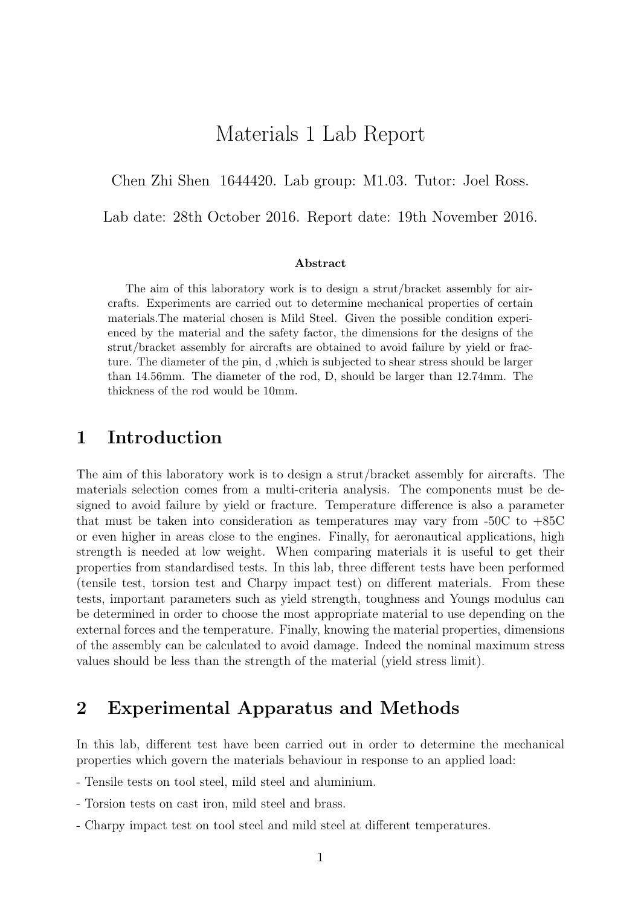# Materials 1 Lab Report

Chen Zhi Shen 1644420. Lab group: M1.03. Tutor: Joel Ross.

Lab date: 28th October 2016. Report date: 19th November 2016.

**Abstract**

The aim of this laboratory work is to design a strut/bracket assembly for aircrafts. Experiments are carried out to determine mechanical properties of certain materials.The material chosen is Mild Steel. Given the possible condition experienced by the material and the safety factor, the dimensions for the designs of the strut/bracket assembly for aircrafts are obtained to avoid failure by yield or fracture. The diameter of the pin, d ,which is subjected to shear stress should be larger than 14.56mm. The diameter of the rod, D, should be larger than 12.74mm. The thickness of the rod would be 10mm.

## 1 Introduction

The aim of this laboratory work is to design a strut/bracket assembly for aircrafts. The materials selection comes from a multi-criteria analysis. The components must be designed to avoid failure by yield or fracture. Temperature difference is also a parameter that must be taken into consideration as temperatures may vary from -50C to +85C or even higher in areas close to the engines. Finally, for aeronautical applications, high strength is needed at low weight. When comparing materials it is useful to get their properties from standardised tests. In this lab, three different tests have been performed (tensile test, torsion test and Charpy impact test) on different materials. From these tests, important parameters such as yield strength, toughness and Youngs modulus can be determined in order to choose the most appropriate material to use depending on the external forces and the temperature. Finally, knowing the material properties, dimensions of the assembly can be calculated to avoid damage. Indeed the nominal maximum stress values should be less than the strength of the material (yield stress limit).

## 2 Experimental Apparatus and Methods

In this lab, different test have been carried out in order to determine the mechanical properties which govern the materials behaviour in response to an applied load:

- Tensile tests on tool steel, mild steel and aluminium.

- Torsion tests on cast iron, mild steel and brass.

- Charpy impact test on tool steel and mild steel at different temperatures.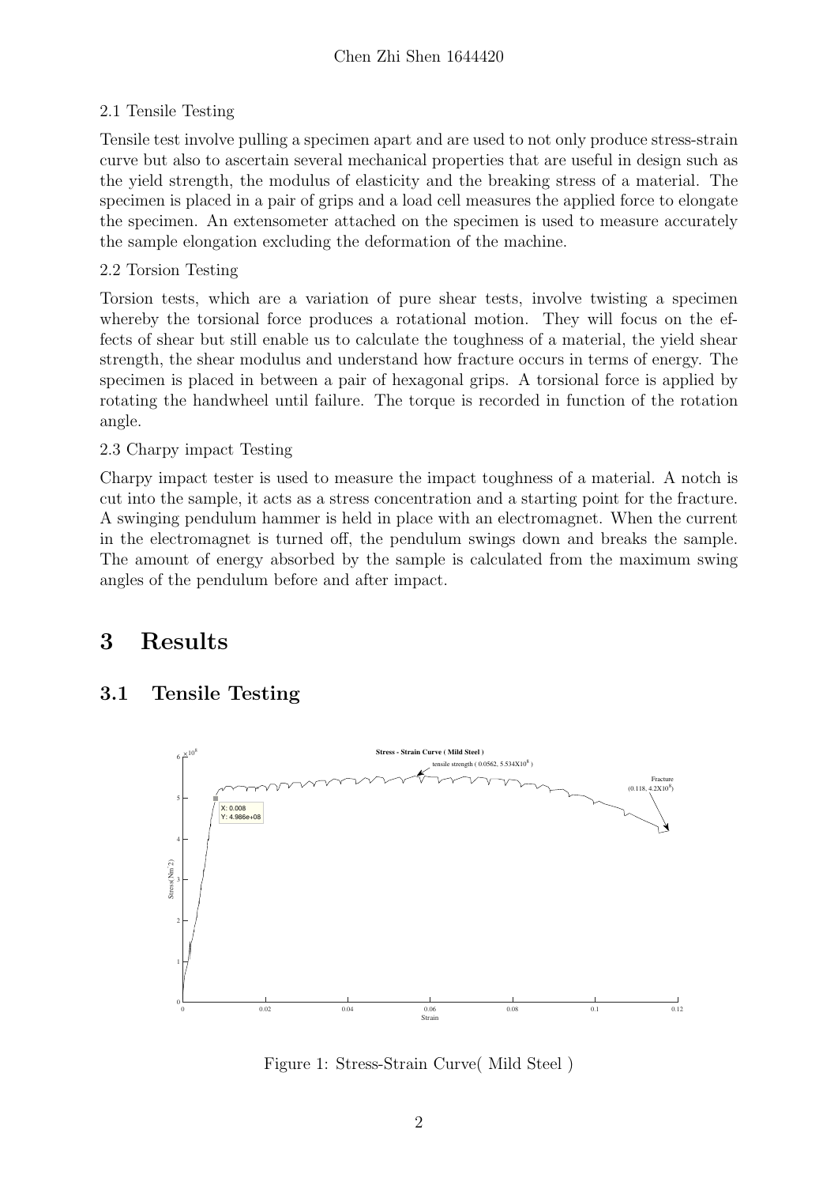2.1 Tensile Testing

Tensile test involve pulling a specimen apart and are used to not only produce stress-strain curve but also to ascertain several mechanical properties that are useful in design such as the yield strength, the modulus of elasticity and the breaking stress of a material. The specimen is placed in a pair of grips and a load cell measures the applied force to elongate the specimen. An extensometer attached on the specimen is used to measure accurately the sample elongation excluding the deformation of the machine.

2.2 Torsion Testing

Torsion tests, which are a variation of pure shear tests, involve twisting a specimen whereby the torsional force produces a rotational motion. They will focus on the effects of shear but still enable us to calculate the toughness of a material, the yield shear strength, the shear modulus and understand how fracture occurs in terms of energy. The specimen is placed in between a pair of hexagonal grips. A torsional force is applied by rotating the handwheel until failure. The torque is recorded in function of the rotation angle.

2.3 Charpy impact Testing

Charpy impact tester is used to measure the impact toughness of a material. A notch is cut into the sample, it acts as a stress concentration and a starting point for the fracture. A swinging pendulum hammer is held in place with an electromagnet. When the current in the electromagnet is turned off, the pendulum swings down and breaks the sample. The amount of energy absorbed by the sample is calculated from the maximum swing angles of the pendulum before and after impact.

# 3 Results

## 3.1 Tensile Testing

Figure 1: Stress-Strain Curve( Mild Steel )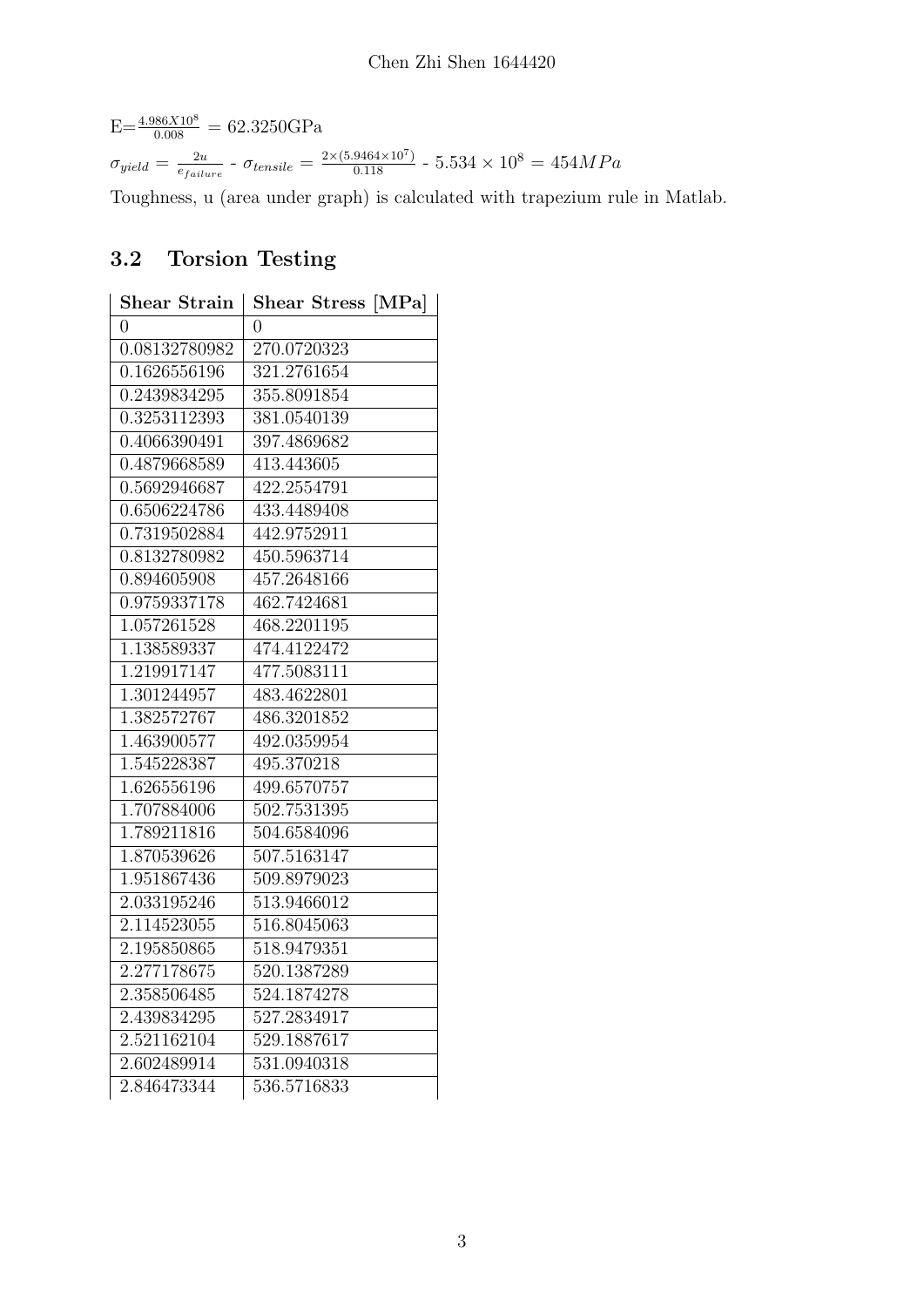E=$\frac{4.986X10^8}{0.008}$ = 62.3250GPa

$\sigma_{yield} = \frac{2u}{e_{failure}}$ - $\sigma_{tensile} = \frac{2\times(5.9464\times10^7)}{0.118}$ - $5.534\times10^8 = 454MPa$

Toughness, u (area under graph) is calculated with trapezium rule in Matlab.

## 3.2 Torsion Testing

| Shear Strain | Shear Stress [MPa] |
|---|---|
| 0 | 0 |
| 0.08132780982 | 270.0720323 |
| 0.1626556196 | 321.2761654 |
| 0.2439834295 | 355.8091854 |
| 0.3253112393 | 381.0540139 |
| 0.4066390491 | 397.4869682 |
| 0.4879668589 | 413.443605 |
| 0.5692946687 | 422.2554791 |
| 0.6506224786 | 433.4489408 |
| 0.7319502884 | 442.9752911 |
| 0.8132780982 | 450.5963714 |
| 0.894605908 | 457.2648166 |
| 0.9759337178 | 462.7424681 |
| 1.057261528 | 468.2201195 |
| 1.138589337 | 474.4122472 |
| 1.219917147 | 477.5083111 |
| 1.301244957 | 483.4622801 |
| 1.382572767 | 486.3201852 |
| 1.463900577 | 492.0359954 |
| 1.545228387 | 495.370218 |
| 1.626556196 | 499.6570757 |
| 1.707884006 | 502.7531395 |
| 1.789211816 | 504.6584096 |
| 1.870539626 | 507.5163147 |
| 1.951867436 | 509.8979023 |
| 2.033195246 | 513.9466012 |
| 2.114523055 | 516.8045063 |
| 2.195850865 | 518.9479351 |
| 2.277178675 | 520.1387289 |
| 2.358506485 | 524.1874278 |
| 2.439834295 | 527.2834917 |
| 2.521162104 | 529.1887617 |
| 2.602489914 | 531.0940318 |
| 2.846473344 | 536.5716833 |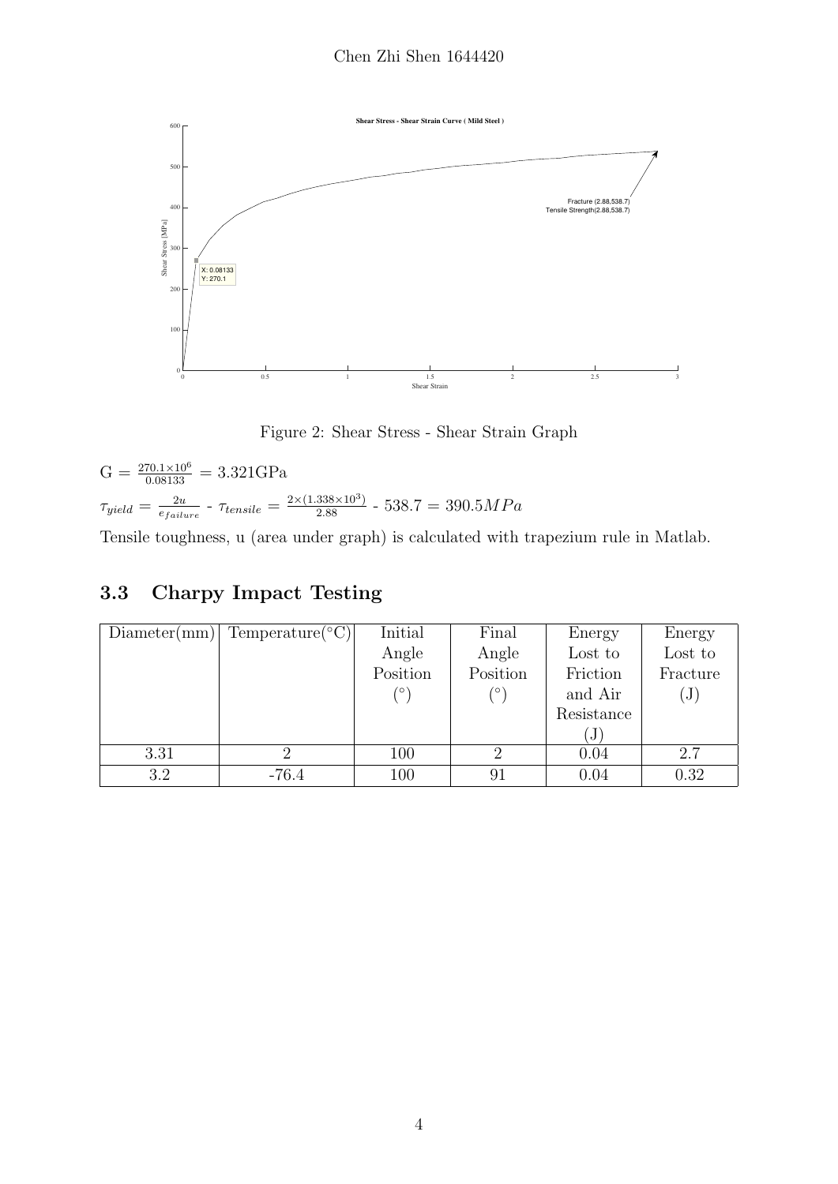Figure 2: Shear Stress - Shear Strain Graph

$G = \frac{270.1 \times 10^6}{0.08133} = 3.321\text{GPa}$

$\tau_{yield} = \frac{2u}{e_{failure}} - \tau_{tensile} = \frac{2 \times (1.338 \times 10^3)}{2.88} - 538.7 = 390.5MPa$

Tensile toughness, u (area under graph) is calculated with trapezium rule in Matlab.

## 3.3 Charpy Impact Testing

| Diameter(mm) | Temperature(°C) | Initial Angle Position (°) | Final Angle Position (°) | Energy Lost to Friction and Air Resistance (J) | Energy Lost to Fracture (J) |
|---|---|---|---|---|---|
| 3.31 | 2 | 100 | 2 | 0.04 | 2.7 |
| 3.2 | -76.4 | 100 | 91 | 0.04 | 0.32 |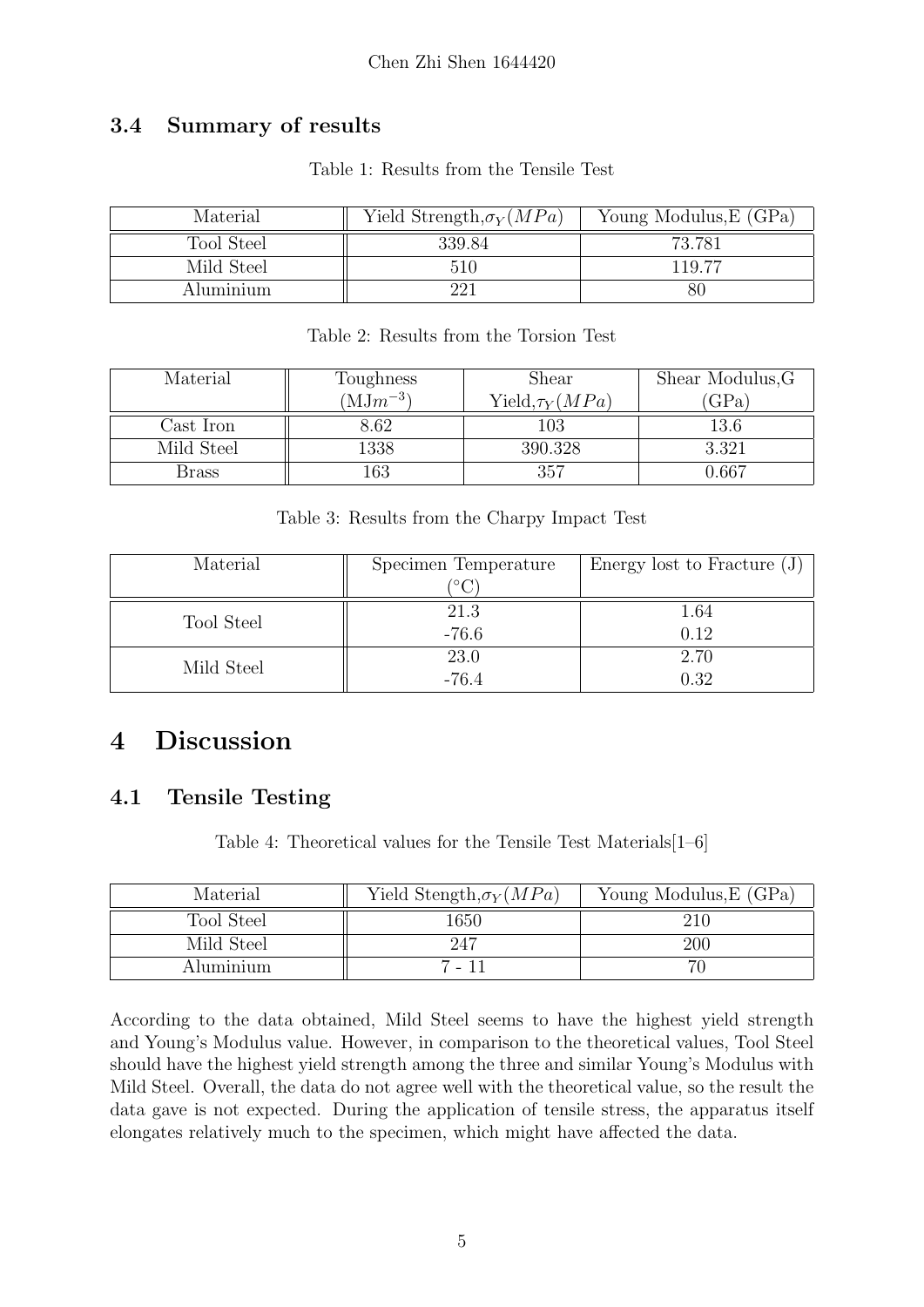### 3.4 Summary of results

Table 1: Results from the Tensile Test

| Material | Yield Strength, $\sigma_Y (MPa)$ | Young Modulus, E (GPa) |
|---|---|---|
| Tool Steel | 339.84 | 73.781 |
| Mild Steel | 510 | 119.77 |
| Aluminium | 221 | 80 |

Table 2: Results from the Torsion Test

| Material | Toughness $(\mathrm{MJ}m^{-3})$ | Shear Yield, $\tau_Y (MPa)$ | Shear Modulus, G (GPa) |
|---|---|---|---|
| Cast Iron | 8.62 | 103 | 13.6 |
| Mild Steel | 1338 | 390.328 | 3.321 |
| Brass | 163 | 357 | 0.667 |

Table 3: Results from the Charpy Impact Test

| Material | Specimen Temperature (°C) | Energy lost to Fracture (J) |
|---|---|---|
| Tool Steel | 21.3 | 1.64 |
| | -76.6 | 0.12 |
| Mild Steel | 23.0 | 2.70 |
| | -76.4 | 0.32 |

# 4 Discussion

## 4.1 Tensile Testing

Table 4: Theoretical values for the Tensile Test Materials[1–6]

| Material | Yield Stength, $\sigma_Y (MPa)$ | Young Modulus, E (GPa) |
|---|---|---|
| Tool Steel | 1650 | 210 |
| Mild Steel | 247 | 200 |
| Aluminium | 7 - 11 | 70 |

According to the data obtained, Mild Steel seems to have the highest yield strength and Young's Modulus value. However, in comparison to the theoretical values, Tool Steel should have the highest yield strength among the three and similar Young's Modulus with Mild Steel. Overall, the data do not agree well with the theoretical value, so the result the data gave is not expected. During the application of tensile stress, the apparatus itself elongates relatively much to the specimen, which might have affected the data.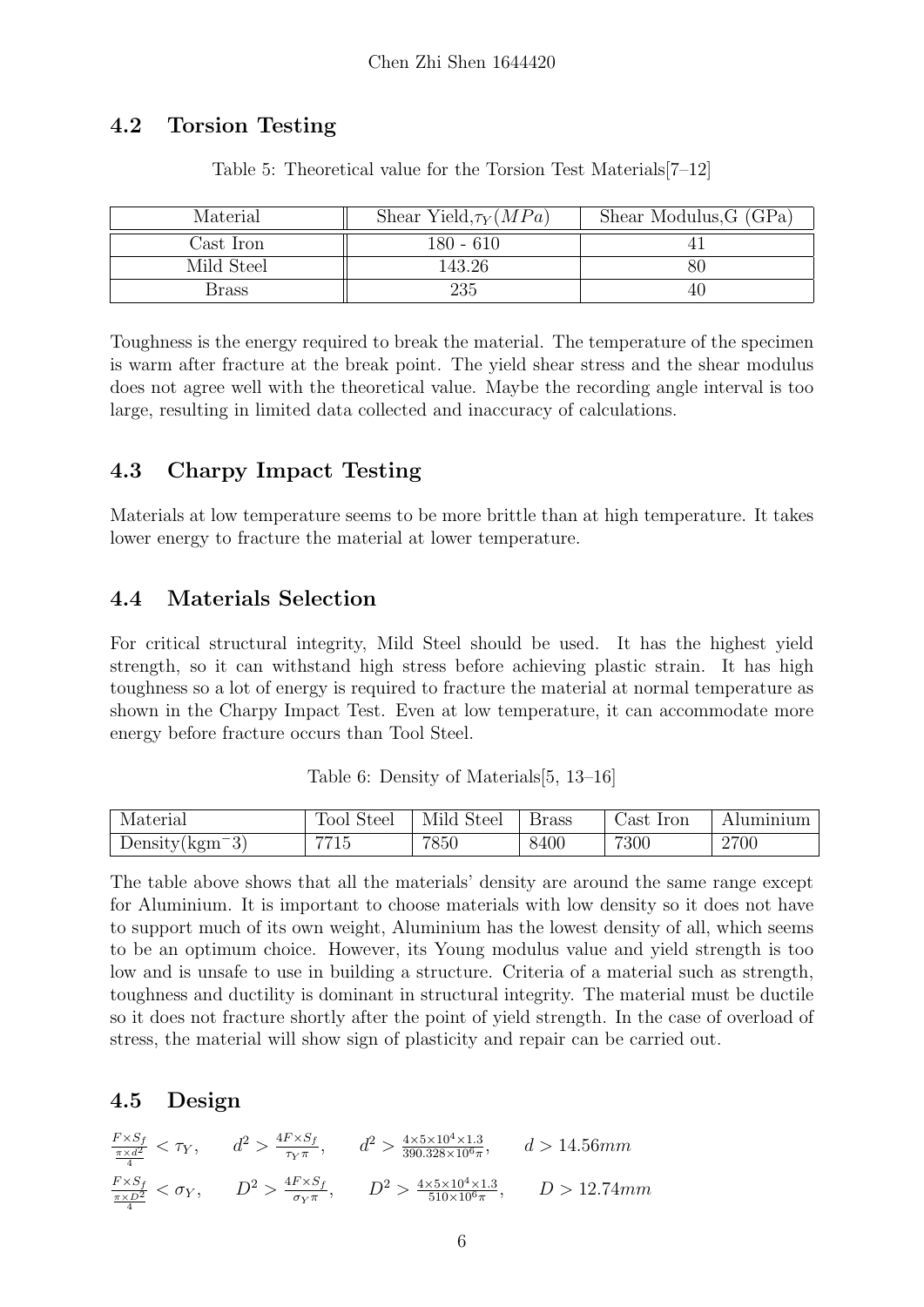## 4.2 Torsion Testing

Table 5: Theoretical value for the Torsion Test Materials[7–12]

| Material | Shear Yield, $\tau_Y (MPa)$ | Shear Modulus, G (GPa) |
|---|---|---|
| Cast Iron | 180 - 610 | 41 |
| Mild Steel | 143.26 | 80 |
| Brass | 235 | 40 |

Toughness is the energy required to break the material. The temperature of the specimen is warm after fracture at the break point. The yield shear stress and the shear modulus does not agree well with the theoretical value. Maybe the recording angle interval is too large, resulting in limited data collected and inaccuracy of calculations.

## 4.3 Charpy Impact Testing

Materials at low temperature seems to be more brittle than at high temperature. It takes lower energy to fracture the material at lower temperature.

## 4.4 Materials Selection

For critical structural integrity, Mild Steel should be used. It has the highest yield strength, so it can withstand high stress before achieving plastic strain. It has high toughness so a lot of energy is required to fracture the material at normal temperature as shown in the Charpy Impact Test. Even at low temperature, it can accommodate more energy before fracture occurs than Tool Steel.

Table 6: Density of Materials[5, 13–16]

| Material | Tool Steel | Mild Steel | Brass | Cast Iron | Aluminium |
|---|---|---|---|---|---|
| Density($kgm^{-}3$) | 7715 | 7850 | 8400 | 7300 | 2700 |

The table above shows that all the materials' density are around the same range except for Aluminium. It is important to choose materials with low density so it does not have to support much of its own weight, Aluminium has the lowest density of all, which seems to be an optimum choice. However, its Young modulus value and yield strength is too low and is unsafe to use in building a structure. Criteria of a material such as strength, toughness and ductility is dominant in structural integrity. The material must be ductile so it does not fracture shortly after the point of yield strength. In the case of overload of stress, the material will show sign of plasticity and repair can be carried out.

## 4.5 Design

$$\frac{F \times S_f}{\frac{\pi \times d^2}{4}} < \tau_Y, \qquad d^2 > \frac{4F \times S_f}{\tau_Y \pi}, \qquad d^2 > \frac{4 \times 5 \times 10^4 \times 1.3}{390.328 \times 10^6 \pi}, \qquad d > 14.56mm$$

$$\frac{F \times S_f}{\frac{\pi \times D^2}{4}} < \sigma_Y, \qquad D^2 > \frac{4F \times S_f}{\sigma_Y \pi}, \qquad D^2 > \frac{4 \times 5 \times 10^4 \times 1.3}{510 \times 10^6 \pi}, \qquad D > 12.74mm$$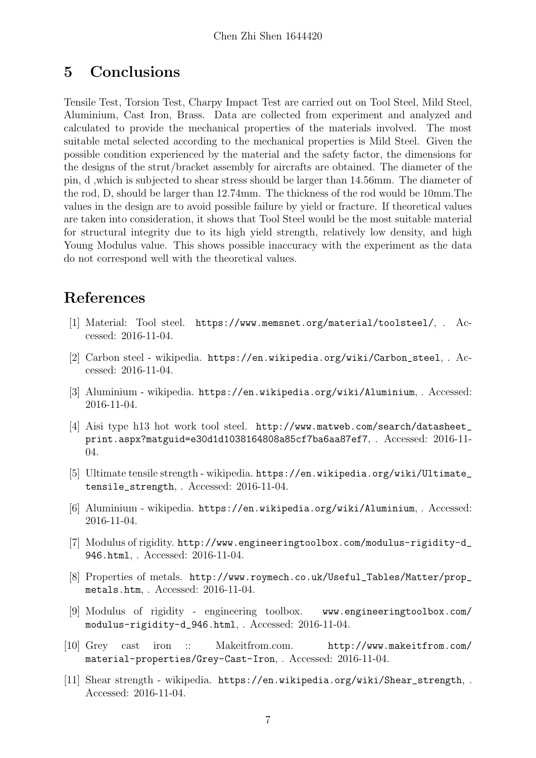## 5 Conclusions

Tensile Test, Torsion Test, Charpy Impact Test are carried out on Tool Steel, Mild Steel, Aluminium, Cast Iron, Brass. Data are collected from experiment and analyzed and calculated to provide the mechanical properties of the materials involved. The most suitable metal selected according to the mechanical properties is Mild Steel. Given the possible condition experienced by the material and the safety factor, the dimensions for the designs of the strut/bracket assembly for aircrafts are obtained. The diameter of the pin, d ,which is subjected to shear stress should be larger than 14.56mm. The diameter of the rod, D, should be larger than 12.74mm. The thickness of the rod would be 10mm.The values in the design are to avoid possible failure by yield or fracture. If theoretical values are taken into consideration, it shows that Tool Steel would be the most suitable material for structural integrity due to its high yield strength, relatively low density, and high Young Modulus value. This shows possible inaccuracy with the experiment as the data do not correspond well with the theoretical values.

## References

[1] Material: Tool steel. https://www.memsnet.org/material/toolsteel/, . Accessed: 2016-11-04.

[2] Carbon steel - wikipedia. https://en.wikipedia.org/wiki/Carbon_steel, . Accessed: 2016-11-04.

[3] Aluminium - wikipedia. https://en.wikipedia.org/wiki/Aluminium, . Accessed: 2016-11-04.

[4] Aisi type h13 hot work tool steel. http://www.matweb.com/search/datasheet_print.aspx?matguid=e30d1d1038164808a85cf7ba6aa87ef7, . Accessed: 2016-11-04.

[5] Ultimate tensile strength - wikipedia. https://en.wikipedia.org/wiki/Ultimate_tensile_strength, . Accessed: 2016-11-04.

[6] Aluminium - wikipedia. https://en.wikipedia.org/wiki/Aluminium, . Accessed: 2016-11-04.

[7] Modulus of rigidity. http://www.engineeringtoolbox.com/modulus-rigidity-d_946.html, . Accessed: 2016-11-04.

[8] Properties of metals. http://www.roymech.co.uk/Useful_Tables/Matter/prop_metals.htm, . Accessed: 2016-11-04.

[9] Modulus of rigidity - engineering toolbox. www.engineeringtoolbox.com/modulus-rigidity-d_946.html, . Accessed: 2016-11-04.

[10] Grey cast iron :: Makeitfrom.com. http://www.makeitfrom.com/material-properties/Grey-Cast-Iron, . Accessed: 2016-11-04.

[11] Shear strength - wikipedia. https://en.wikipedia.org/wiki/Shear_strength, . Accessed: 2016-11-04.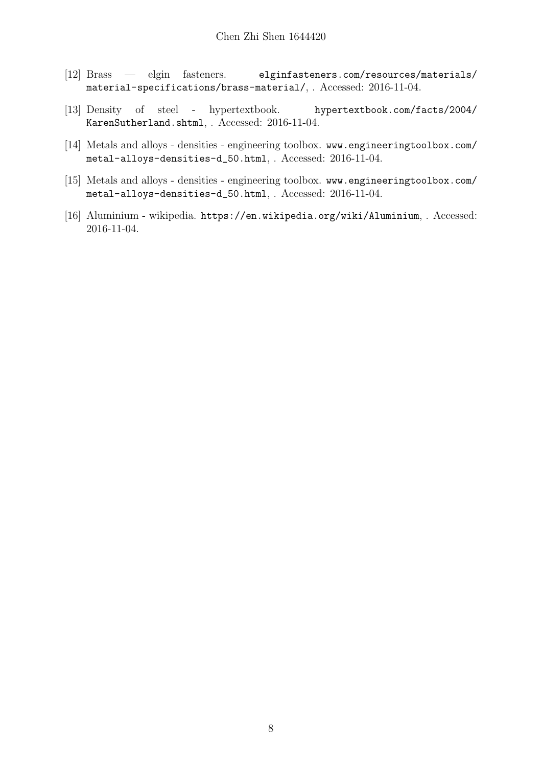[12] Brass — elgin fasteners. elginfasteners.com/resources/materials/material-specifications/brass-material/, . Accessed: 2016-11-04.

[13] Density of steel - hypertextbook. hypertextbook.com/facts/2004/KarenSutherland.shtml, . Accessed: 2016-11-04.

[14] Metals and alloys - densities - engineering toolbox. www.engineeringtoolbox.com/metal-alloys-densities-d_50.html, . Accessed: 2016-11-04.

[15] Metals and alloys - densities - engineering toolbox. www.engineeringtoolbox.com/metal-alloys-densities-d_50.html, . Accessed: 2016-11-04.

[16] Aluminium - wikipedia. https://en.wikipedia.org/wiki/Aluminium, . Accessed: 2016-11-04.